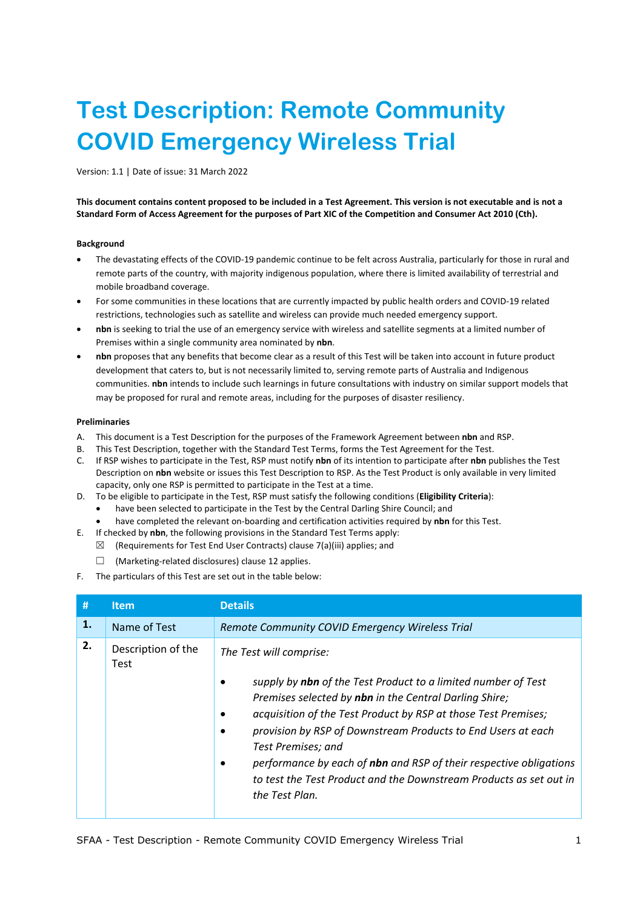# Test Description: Remote Community COVID Emergency Wireless Trial

Version: 1.1 | Date of issue: 31 March 2022

**This document contains content proposed to be included in a Test Agreement. This version is not executable and is not a Standard Form of Access Agreement for the purposes of Part XIC of the Competition and Consumer Act 2010 (Cth).**

**Background**

- The devastating effects of the COVID-19 pandemic continue to be felt across Australia, particularly for those in rural and remote parts of the country, with majority indigenous population, where there is limited availability of terrestrial and mobile broadband coverage.
- For some communities in these locations that are currently impacted by public health orders and COVID-19 related restrictions, technologies such as satellite and wireless can provide much needed emergency support.
- **nbn** is seeking to trial the use of an emergency service with wireless and satellite segments at a limited number of Premises within a single community area nominated by **nbn**.
- **nbn** proposes that any benefits that become clear as a result of this Test will be taken into account in future product development that caters to, but is not necessarily limited to, serving remote parts of Australia and Indigenous communities. **nbn** intends to include such learnings in future consultations with industry on similar support models that may be proposed for rural and remote areas, including for the purposes of disaster resiliency.

**Preliminaries**

A. This document is a Test Description for the purposes of the Framework Agreement between **nbn** and RSP.

B. This Test Description, together with the Standard Test Terms, forms the Test Agreement for the Test.

C. If RSP wishes to participate in the Test, RSP must notify **nbn** of its intention to participate after **nbn** publishes the Test Description on **nbn** website or issues this Test Description to RSP. As the Test Product is only available in very limited capacity, only one RSP is permitted to participate in the Test at a time.

D. To be eligible to participate in the Test, RSP must satisfy the following conditions (**Eligibility Criteria**):
- have been selected to participate in the Test by the Central Darling Shire Council; and
- have completed the relevant on-boarding and certification activities required by **nbn** for this Test.

E. If checked by **nbn**, the following provisions in the Standard Test Terms apply:
- ☒ (Requirements for Test End User Contracts) clause 7(a)(iii) applies; and
- ☐ (Marketing-related disclosures) clause 12 applies.

F. The particulars of this Test are set out in the table below:

| # | Item | Details |
|---|---|---|
| **1.** | Name of Test | *Remote Community COVID Emergency Wireless Trial* |
| **2.** | Description of the Test | *The Test will comprise:*<br>• *supply by **nbn** of the Test Product to a limited number of Test Premises selected by **nbn** in the Central Darling Shire;*<br>• *acquisition of the Test Product by RSP at those Test Premises;*<br>• *provision by RSP of Downstream Products to End Users at each Test Premises; and*<br>• *performance by each of **nbn** and RSP of their respective obligations to test the Test Product and the Downstream Products as set out in the Test Plan.* |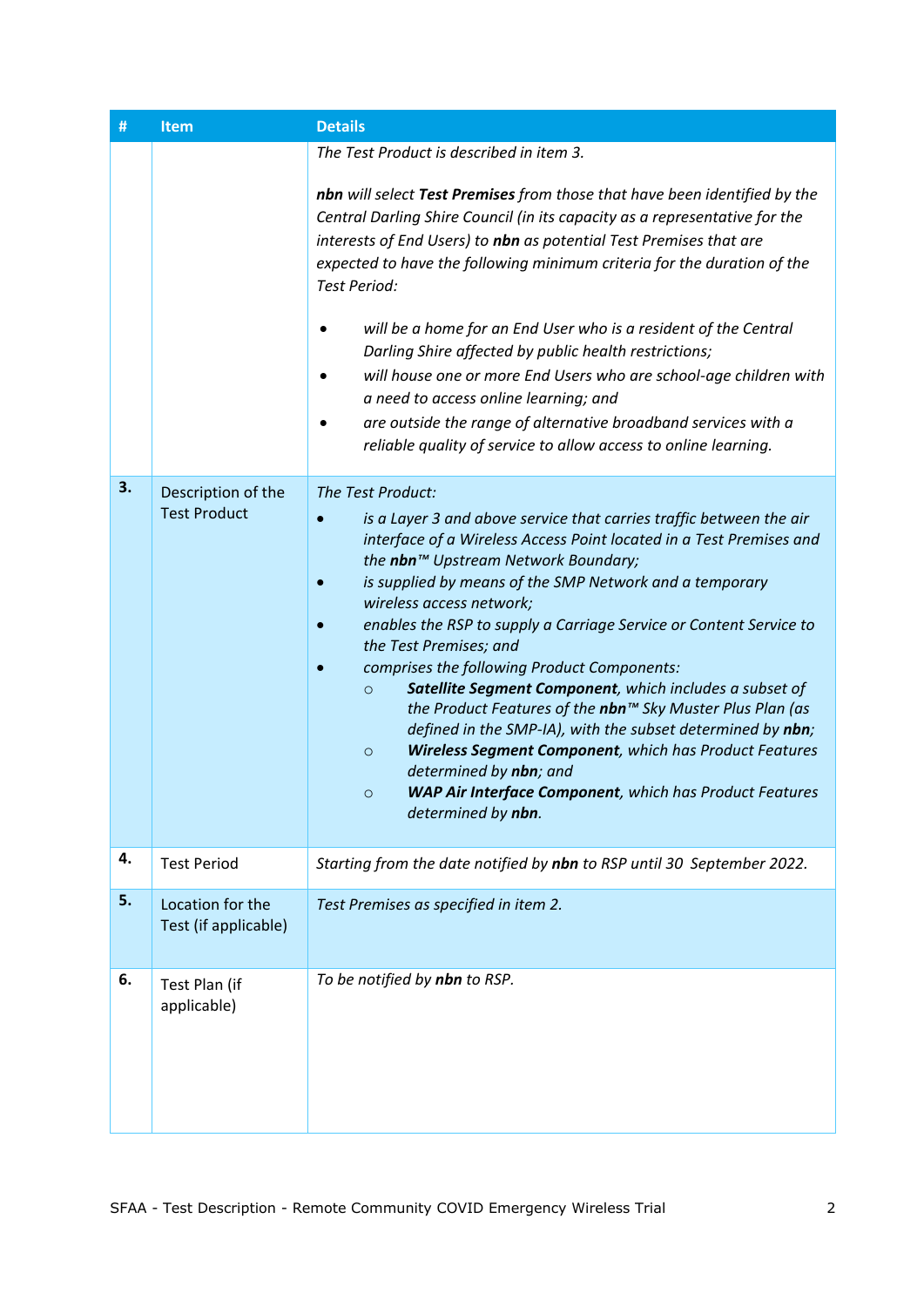| # | Item | Details |
|---|---|---|
| | | *The Test Product is described in item 3.*<br><br>***nbn** will select **Test Premises** from those that have been identified by the Central Darling Shire Council (in its capacity as a representative for the interests of End Users) to **nbn** as potential Test Premises that are expected to have the following minimum criteria for the duration of the Test Period:*<br><br>• *will be a home for an End User who is a resident of the Central Darling Shire affected by public health restrictions;*<br>• *will house one or more End Users who are school-age children with a need to access online learning; and*<br>• *are outside the range of alternative broadband services with a reliable quality of service to allow access to online learning.* |
| **3.** | Description of the Test Product | *The Test Product:*<br>• *is a Layer 3 and above service that carries traffic between the air interface of a Wireless Access Point located in a Test Premises and the **nbn**™ Upstream Network Boundary;*<br>• *is supplied by means of the SMP Network and a temporary wireless access network;*<br>• *enables the RSP to supply a Carriage Service or Content Service to the Test Premises; and*<br>• *comprises the following Product Components:*<br>&nbsp;&nbsp;○ ***Satellite Segment Component**, which includes a subset of the Product Features of the **nbn**™ Sky Muster Plus Plan (as defined in the SMP-IA), with the subset determined by **nbn**;*<br>&nbsp;&nbsp;○ ***Wireless Segment Component**, which has Product Features determined by **nbn**; and*<br>&nbsp;&nbsp;○ ***WAP Air Interface Component**, which has Product Features determined by **nbn**.* |
| **4.** | Test Period | *Starting from the date notified by **nbn** to RSP until 30 September 2022.* |
| **5.** | Location for the Test (if applicable) | *Test Premises as specified in item 2.* |
| **6.** | Test Plan (if applicable) | *To be notified by **nbn** to RSP.* |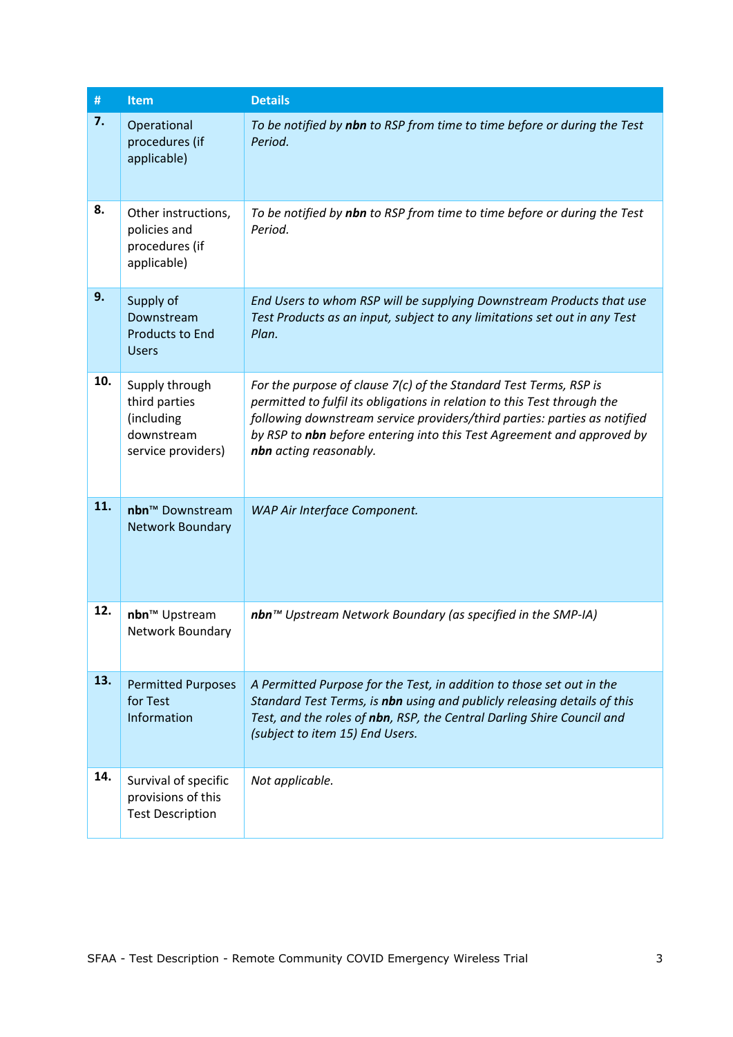| # | Item | Details |
|---|---|---|
| **7.** | Operational procedures (if applicable) | *To be notified by **nbn** to RSP from time to time before or during the Test Period.* |
| **8.** | Other instructions, policies and procedures (if applicable) | *To be notified by **nbn** to RSP from time to time before or during the Test Period.* |
| **9.** | Supply of Downstream Products to End Users | *End Users to whom RSP will be supplying Downstream Products that use Test Products as an input, subject to any limitations set out in any Test Plan.* |
| **10.** | Supply through third parties (including downstream service providers) | *For the purpose of clause 7(c) of the Standard Test Terms, RSP is permitted to fulfil its obligations in relation to this Test through the following downstream service providers/third parties: parties as notified by RSP to **nbn** before entering into this Test Agreement and approved by **nbn** acting reasonably.* |
| **11.** | **nbn**™ Downstream Network Boundary | *WAP Air Interface Component.* |
| **12.** | **nbn**™ Upstream Network Boundary | ***nbn**™ Upstream Network Boundary (as specified in the SMP-IA)* |
| **13.** | Permitted Purposes for Test Information | *A Permitted Purpose for the Test, in addition to those set out in the Standard Test Terms, is **nbn** using and publicly releasing details of this Test, and the roles of **nbn**, RSP, the Central Darling Shire Council and (subject to item 15) End Users.* |
| **14.** | Survival of specific provisions of this Test Description | *Not applicable.* |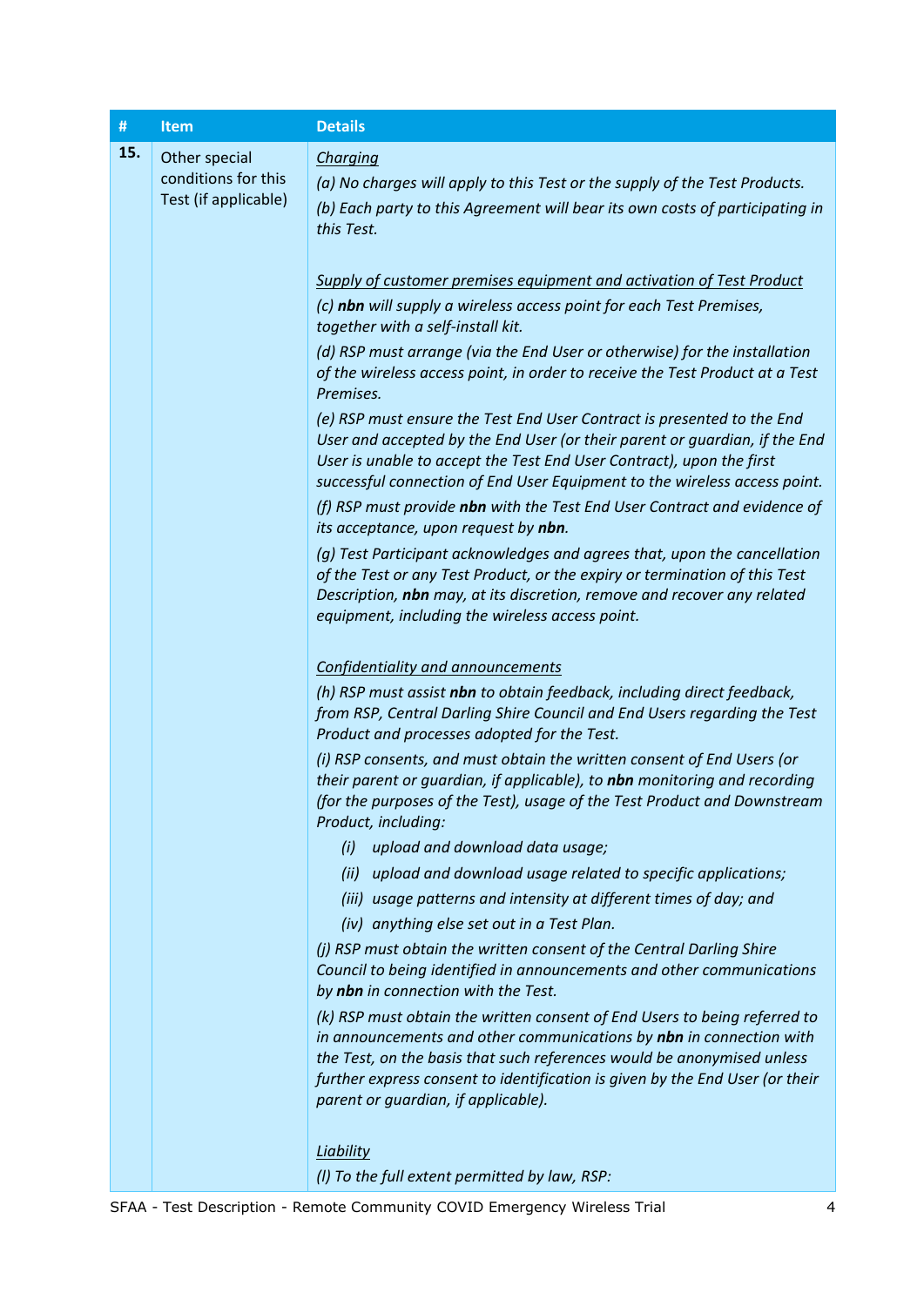| # | Item | Details |
|---|---|---|
| **15.** | Other special conditions for this Test (if applicable) | <u>*Charging*</u><br>*(a) No charges will apply to this Test or the supply of the Test Products.*<br>*(b) Each party to this Agreement will bear its own costs of participating in this Test.*<br><br><u>*Supply of customer premises equipment and activation of Test Product*</u><br>*(c)* ***nbn*** *will supply a wireless access point for each Test Premises, together with a self-install kit.*<br>*(d) RSP must arrange (via the End User or otherwise) for the installation of the wireless access point, in order to receive the Test Product at a Test Premises.*<br>*(e) RSP must ensure the Test End User Contract is presented to the End User and accepted by the End User (or their parent or guardian, if the End User is unable to accept the Test End User Contract), upon the first successful connection of End User Equipment to the wireless access point.*<br>*(f) RSP must provide* ***nbn*** *with the Test End User Contract and evidence of its acceptance, upon request by* ***nbn****.*<br>*(g) Test Participant acknowledges and agrees that, upon the cancellation of the Test or any Test Product, or the expiry or termination of this Test Description,* ***nbn*** *may, at its discretion, remove and recover any related equipment, including the wireless access point.*<br><br><u>*Confidentiality and announcements*</u><br>*(h) RSP must assist* ***nbn*** *to obtain feedback, including direct feedback, from RSP, Central Darling Shire Council and End Users regarding the Test Product and processes adopted for the Test.*<br>*(i) RSP consents, and must obtain the written consent of End Users (or their parent or guardian, if applicable), to* ***nbn*** *monitoring and recording (for the purposes of the Test), usage of the Test Product and Downstream Product, including:*<br>*(i) upload and download data usage;*<br>*(ii) upload and download usage related to specific applications;*<br>*(iii) usage patterns and intensity at different times of day; and*<br>*(iv) anything else set out in a Test Plan.*<br>*(j) RSP must obtain the written consent of the Central Darling Shire Council to being identified in announcements and other communications by* ***nbn*** *in connection with the Test.*<br>*(k) RSP must obtain the written consent of End Users to being referred to in announcements and other communications by* ***nbn*** *in connection with the Test, on the basis that such references would be anonymised unless further express consent to identification is given by the End User (or their parent or guardian, if applicable).*<br><br><u>*Liability*</u><br>*(l) To the full extent permitted by law, RSP:* |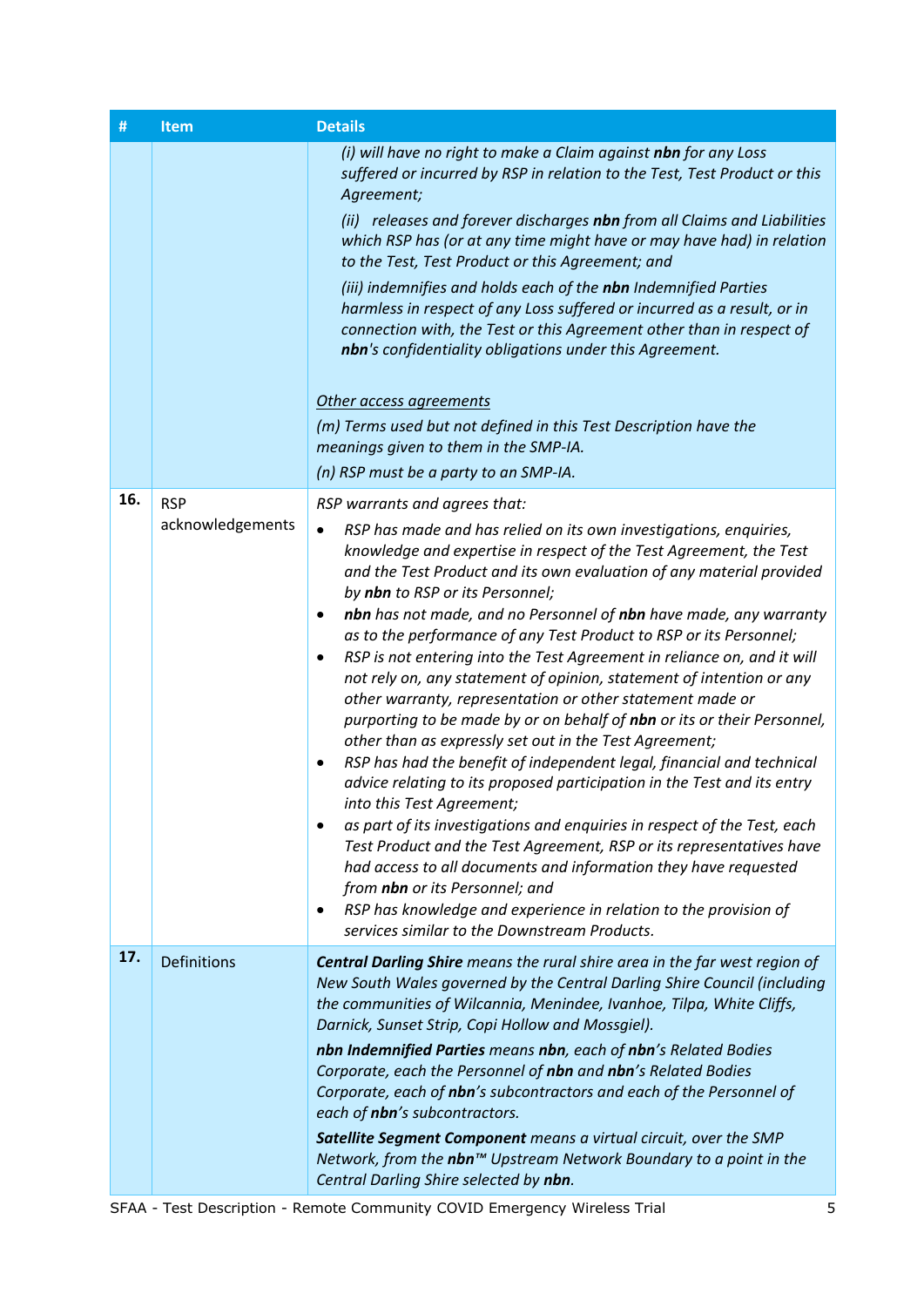| # | Item | Details |
|---|---|---|
| | | *(i) will have no right to make a Claim against **nbn** for any Loss suffered or incurred by RSP in relation to the Test, Test Product or this Agreement;*<br><br>*(ii) releases and forever discharges **nbn** from all Claims and Liabilities which RSP has (or at any time might have or may have had) in relation to the Test, Test Product or this Agreement; and*<br><br>*(iii) indemnifies and holds each of the **nbn** Indemnified Parties harmless in respect of any Loss suffered or incurred as a result, or in connection with, the Test or this Agreement other than in respect of **nbn**'s confidentiality obligations under this Agreement.*<br><br>*<u>Other access agreements</u>*<br><br>*(m) Terms used but not defined in this Test Description have the meanings given to them in the SMP-IA.*<br><br>*(n) RSP must be a party to an SMP-IA.* |
| **16.** | RSP acknowledgements | *RSP warrants and agrees that:*<br><br>• *RSP has made and has relied on its own investigations, enquiries, knowledge and expertise in respect of the Test Agreement, the Test and the Test Product and its own evaluation of any material provided by **nbn** to RSP or its Personnel;*<br>• ***nbn** has not made, and no Personnel of **nbn** have made, any warranty as to the performance of any Test Product to RSP or its Personnel;*<br>• *RSP is not entering into the Test Agreement in reliance on, and it will not rely on, any statement of opinion, statement of intention or any other warranty, representation or other statement made or purporting to be made by or on behalf of **nbn** or its or their Personnel, other than as expressly set out in the Test Agreement;*<br>• *RSP has had the benefit of independent legal, financial and technical advice relating to its proposed participation in the Test and its entry into this Test Agreement;*<br>• *as part of its investigations and enquiries in respect of the Test, each Test Product and the Test Agreement, RSP or its representatives have had access to all documents and information they have requested from **nbn** or its Personnel; and*<br>• *RSP has knowledge and experience in relation to the provision of services similar to the Downstream Products.* |
| **17.** | Definitions | ***Central Darling Shire** means the rural shire area in the far west region of New South Wales governed by the Central Darling Shire Council (including the communities of Wilcannia, Menindee, Ivanhoe, Tilpa, White Cliffs, Darnick, Sunset Strip, Copi Hollow and Mossgiel).*<br><br>***nbn Indemnified Parties** means **nbn**, each of **nbn**'s Related Bodies Corporate, each the Personnel of **nbn** and **nbn**'s Related Bodies Corporate, each of **nbn**'s subcontractors and each of the Personnel of each of **nbn**'s subcontractors.*<br><br>***Satellite Segment Component** means a virtual circuit, over the SMP Network, from the **nbn**™ Upstream Network Boundary to a point in the Central Darling Shire selected by **nbn**.* |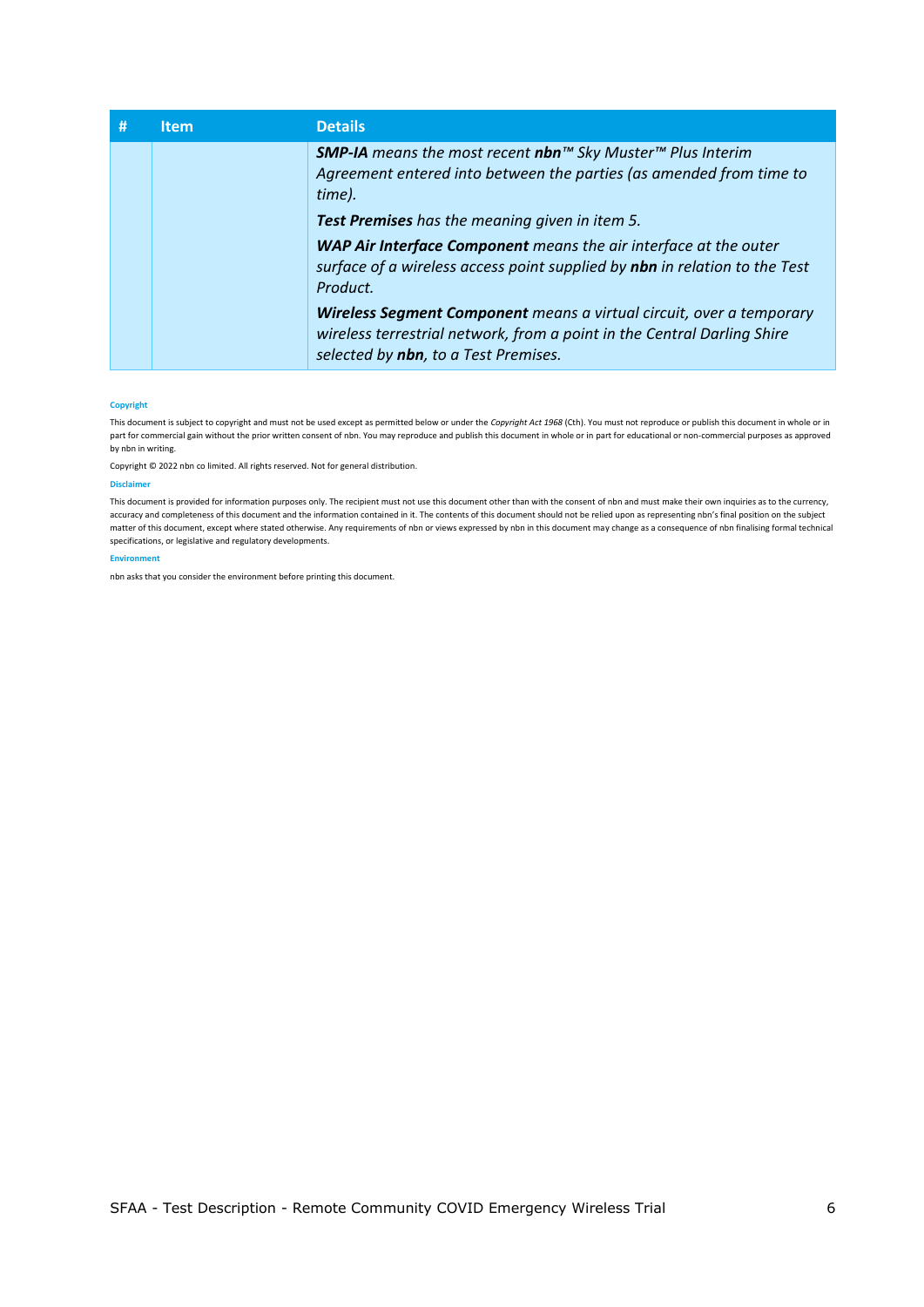| # | Item | Details |
|---|---|---|
| | | ***SMP-IA*** *means the most recent* ***nbn****™ Sky Muster™ Plus Interim Agreement entered into between the parties (as amended from time to time).*<br><br>***Test Premises*** *has the meaning given in item 5.*<br><br>***WAP Air Interface Component*** *means the air interface at the outer surface of a wireless access point supplied by* ***nbn*** *in relation to the Test Product.*<br><br>***Wireless Segment Component*** *means a virtual circuit, over a temporary wireless terrestrial network, from a point in the Central Darling Shire selected by* ***nbn****, to a Test Premises.* |

**Copyright**

This document is subject to copyright and must not be used except as permitted below or under the *Copyright Act 1968* (Cth). You must not reproduce or publish this document in whole or in part for commercial gain without the prior written consent of nbn. You may reproduce and publish this document in whole or in part for educational or non-commercial purposes as approved by nbn in writing.

Copyright © 2022 nbn co limited. All rights reserved. Not for general distribution.

**Disclaimer**

This document is provided for information purposes only. The recipient must not use this document other than with the consent of nbn and must make their own inquiries as to the currency, accuracy and completeness of this document and the information contained in it. The contents of this document should not be relied upon as representing nbn's final position on the subject matter of this document, except where stated otherwise. Any requirements of nbn or views expressed by nbn in this document may change as a consequence of nbn finalising formal technical specifications, or legislative and regulatory developments.

**Environment**

nbn asks that you consider the environment before printing this document.